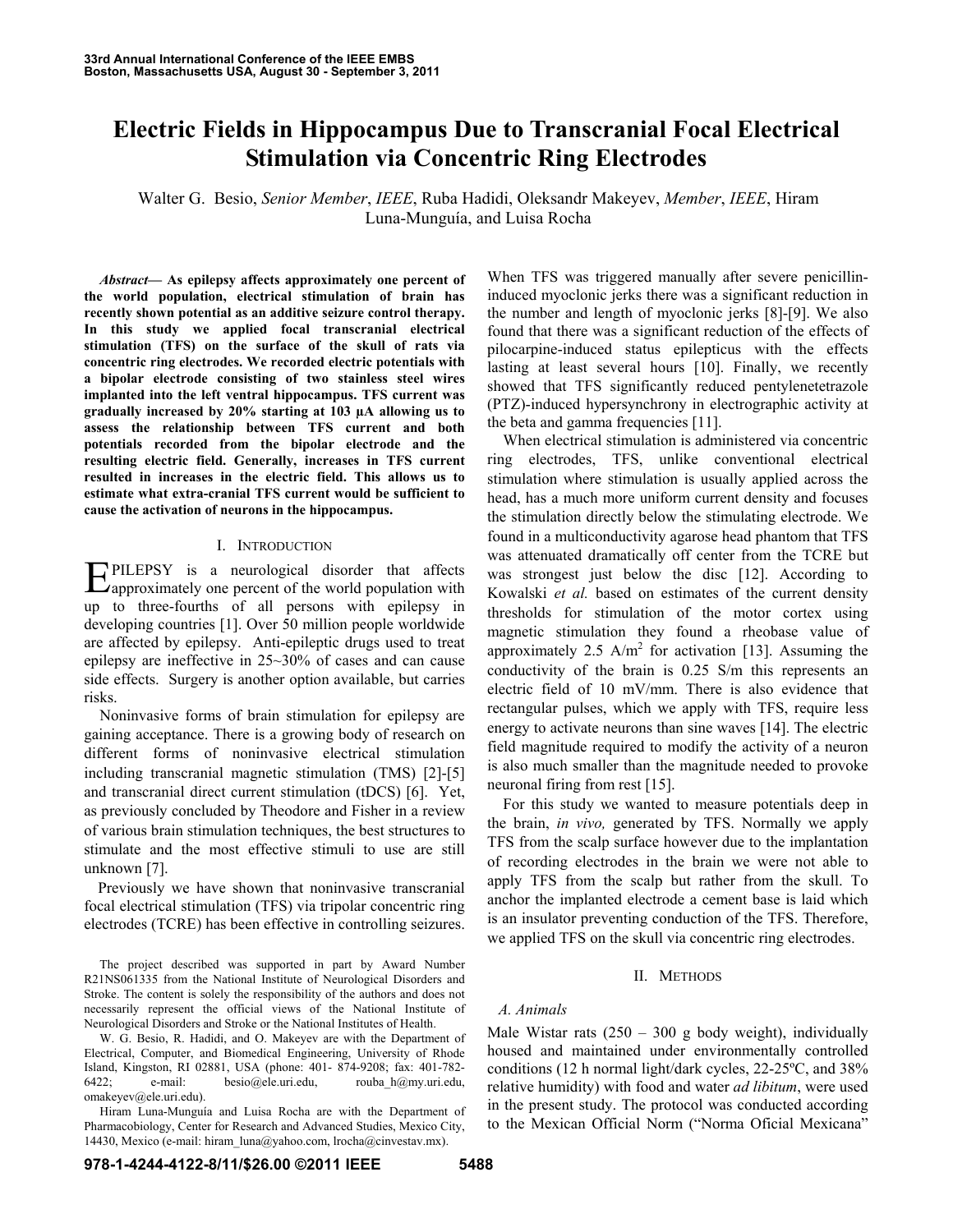# Electric Fields in Hippocampus Due to Transcranial Focal Electrical Stimulation via Concentric Ring Electrodes

Walter G. Besio, *Senior Member*, *IEEE*, Ruba Hadidi, Oleksandr Makeyev, *Member*, *IEEE*, Hiram Luna-Munguía, and Luisa Rocha

***Abstract*— As epilepsy affects approximately one percent of the world population, electrical stimulation of brain has recently shown potential as an additive seizure control therapy. In this study we applied focal transcranial electrical stimulation (TFS) on the surface of the skull of rats via concentric ring electrodes. We recorded electric potentials with a bipolar electrode consisting of two stainless steel wires implanted into the left ventral hippocampus. TFS current was gradually increased by 20% starting at 103 µA allowing us to assess the relationship between TFS current and both potentials recorded from the bipolar electrode and the resulting electric field. Generally, increases in TFS current resulted in increases in the electric field. This allows us to estimate what extra-cranial TFS current would be sufficient to cause the activation of neurons in the hippocampus.**

## I. Introduction

EPILEPSY is a neurological disorder that affects approximately one percent of the world population with up to three-fourths of all persons with epilepsy in developing countries [1]. Over 50 million people worldwide are affected by epilepsy. Anti-epileptic drugs used to treat epilepsy are ineffective in 25~30% of cases and can cause side effects. Surgery is another option available, but carries risks.

Noninvasive forms of brain stimulation for epilepsy are gaining acceptance. There is a growing body of research on different forms of noninvasive electrical stimulation including transcranial magnetic stimulation (TMS) [2]-[5] and transcranial direct current stimulation (tDCS) [6]. Yet, as previously concluded by Theodore and Fisher in a review of various brain stimulation techniques, the best structures to stimulate and the most effective stimuli to use are still unknown [7].

Previously we have shown that noninvasive transcranial focal electrical stimulation (TFS) via tripolar concentric ring electrodes (TCRE) has been effective in controlling seizures. When TFS was triggered manually after severe penicillin-induced myoclonic jerks there was a significant reduction in the number and length of myoclonic jerks [8]-[9]. We also found that there was a significant reduction of the effects of pilocarpine-induced status epilepticus with the effects lasting at least several hours [10]. Finally, we recently showed that TFS significantly reduced pentylenetetrazole (PTZ)-induced hypersynchrony in electrographic activity at the beta and gamma frequencies [11].

When electrical stimulation is administered via concentric ring electrodes, TFS, unlike conventional electrical stimulation where stimulation is usually applied across the head, has a much more uniform current density and focuses the stimulation directly below the stimulating electrode. We found in a multiconductivity agarose head phantom that TFS was attenuated dramatically off center from the TCRE but was strongest just below the disc [12]. According to Kowalski *et al.* based on estimates of the current density thresholds for stimulation of the motor cortex using magnetic stimulation they found a rheobase value of approximately 2.5 $A/m^2$ for activation [13]. Assuming the conductivity of the brain is 0.25 S/m this represents an electric field of 10 mV/mm. There is also evidence that rectangular pulses, which we apply with TFS, require less energy to activate neurons than sine waves [14]. The electric field magnitude required to modify the activity of a neuron is also much smaller than the magnitude needed to provoke neuronal firing from rest [15].

For this study we wanted to measure potentials deep in the brain, *in vivo,* generated by TFS. Normally we apply TFS from the scalp surface however due to the implantation of recording electrodes in the brain we were not able to apply TFS from the scalp but rather from the skull. To anchor the implanted electrode a cement base is laid which is an insulator preventing conduction of the TFS. Therefore, we applied TFS on the skull via concentric ring electrodes.

## II. Methods

### *A. Animals*

Male Wistar rats (250 – 300 g body weight), individually housed and maintained under environmentally controlled conditions (12 h normal light/dark cycles, 22-25ºC, and 38% relative humidity) with food and water *ad libitum*, were used in the present study. The protocol was conducted according to the Mexican Official Norm ("Norma Oficial Mexicana"

The project described was supported in part by Award Number R21NS061335 from the National Institute of Neurological Disorders and Stroke. The content is solely the responsibility of the authors and does not necessarily represent the official views of the National Institute of Neurological Disorders and Stroke or the National Institutes of Health.

W. G. Besio, R. Hadidi, and O. Makeyev are with the Department of Electrical, Computer, and Biomedical Engineering, University of Rhode Island, Kingston, RI 02881, USA (phone: 401- 874-9208; fax: 401-782-6422; e-mail: besio@ele.uri.edu, rouba_h@my.uri.edu, omakeyev@ele.uri.edu).

Hiram Luna-Munguía and Luisa Rocha are with the Department of Pharmacobiology, Center for Research and Advanced Studies, Mexico City, 14430, Mexico (e-mail: hiram_luna@yahoo.com, lrocha@cinvestav.mx).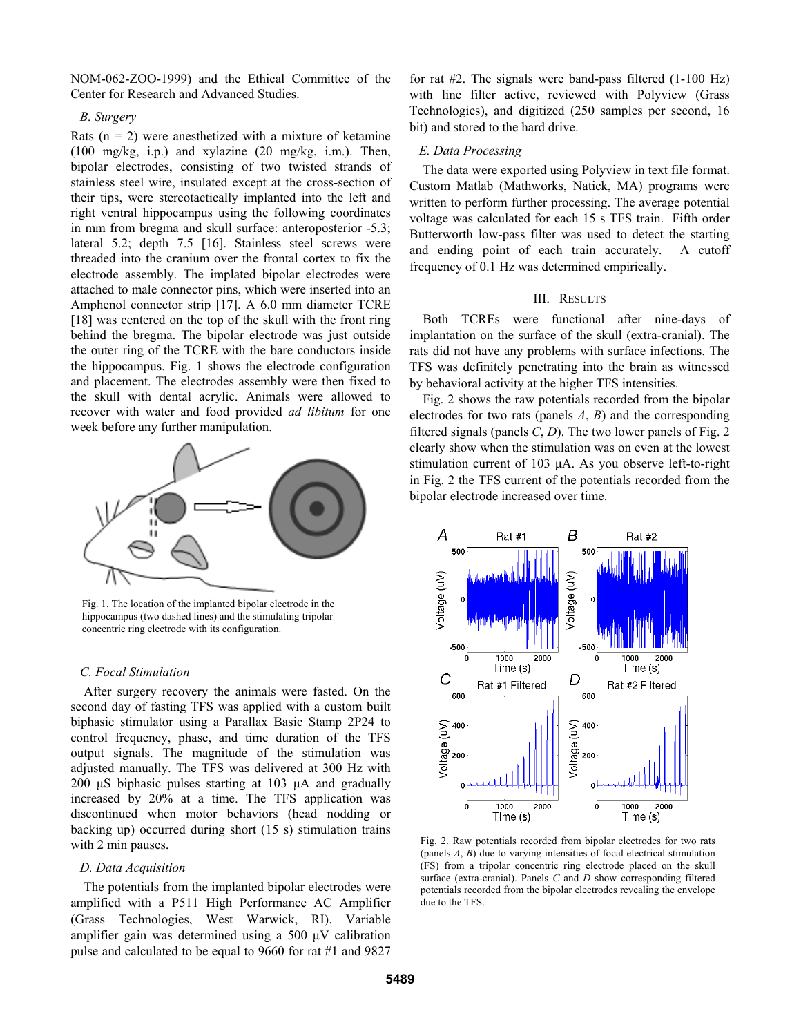NOM-062-ZOO-1999) and the Ethical Committee of the Center for Research and Advanced Studies.

### B. Surgery

Rats (n = 2) were anesthetized with a mixture of ketamine (100 mg/kg, i.p.) and xylazine (20 mg/kg, i.m.). Then, bipolar electrodes, consisting of two twisted strands of stainless steel wire, insulated except at the cross-section of their tips, were stereotactically implanted into the left and right ventral hippocampus using the following coordinates in mm from bregma and skull surface: anteroposterior -5.3; lateral 5.2; depth 7.5 [16]. Stainless steel screws were threaded into the cranium over the frontal cortex to fix the electrode assembly. The implanted bipolar electrodes were attached to male connector pins, which were inserted into an Amphenol connector strip [17]. A 6.0 mm diameter TCRE [18] was centered on the top of the skull with the front ring behind the bregma. The bipolar electrode was just outside the outer ring of the TCRE with the bare conductors inside the hippocampus. Fig. 1 shows the electrode configuration and placement. The electrodes assembly were then fixed to the skull with dental acrylic. Animals were allowed to recover with water and food provided *ad libitum* for one week before any further manipulation.

Fig. 1. The location of the implanted bipolar electrode in the hippocampus (two dashed lines) and the stimulating tripolar concentric ring electrode with its configuration.

### C. Focal Stimulation

After surgery recovery the animals were fasted. On the second day of fasting TFS was applied with a custom built biphasic stimulator using a Parallax Basic Stamp 2P24 to control frequency, phase, and time duration of the TFS output signals. The magnitude of the stimulation was adjusted manually. The TFS was delivered at 300 Hz with 200 µS biphasic pulses starting at 103 µA and gradually increased by 20% at a time. The TFS application was discontinued when motor behaviors (head nodding or backing up) occurred during short (15 s) stimulation trains with 2 min pauses.

### D. Data Acquisition

The potentials from the implanted bipolar electrodes were amplified with a P511 High Performance AC Amplifier (Grass Technologies, West Warwick, RI). Variable amplifier gain was determined using a 500 µV calibration pulse and calculated to be equal to 9660 for rat #1 and 9827 for rat #2. The signals were band-pass filtered (1-100 Hz) with line filter active, reviewed with Polyview (Grass Technologies), and digitized (250 samples per second, 16 bit) and stored to the hard drive.

### E. Data Processing

The data were exported using Polyview in text file format. Custom Matlab (Mathworks, Natick, MA) programs were written to perform further processing. The average potential voltage was calculated for each 15 s TFS train. Fifth order Butterworth low-pass filter was used to detect the starting and ending point of each train accurately. A cutoff frequency of 0.1 Hz was determined empirically.

## III. Results

Both TCREs were functional after nine-days of implantation on the surface of the skull (extra-cranial). The rats did not have any problems with surface infections. The TFS was definitely penetrating into the brain as witnessed by behavioral activity at the higher TFS intensities.

Fig. 2 shows the raw potentials recorded from the bipolar electrodes for two rats (panels *A*, *B*) and the corresponding filtered signals (panels *C*, *D*). The two lower panels of Fig. 2 clearly show when the stimulation was on even at the lowest stimulation current of 103 µA. As you observe left-to-right in Fig. 2 the TFS current of the potentials recorded from the bipolar electrode increased over time.

Fig. 2. Raw potentials recorded from bipolar electrodes for two rats (panels *A*, *B*) due to varying intensities of focal electrical stimulation (FS) from a tripolar concentric ring electrode placed on the skull surface (extra-cranial). Panels *C* and *D* show corresponding filtered potentials recorded from the bipolar electrodes revealing the envelope due to the TFS.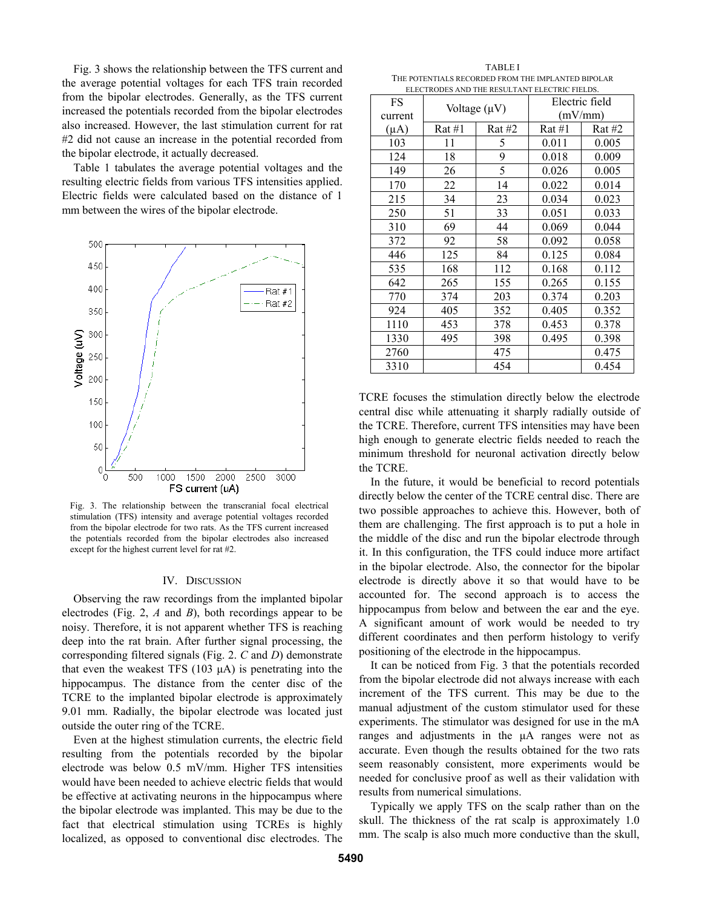Fig. 3 shows the relationship between the TFS current and the average potential voltages for each TFS train recorded from the bipolar electrodes. Generally, as the TFS current increased the potentials recorded from the bipolar electrodes also increased. However, the last stimulation current for rat #2 did not cause an increase in the potential recorded from the bipolar electrode, it actually decreased.

Table 1 tabulates the average potential voltages and the resulting electric fields from various TFS intensities applied. Electric fields were calculated based on the distance of 1 mm between the wires of the bipolar electrode.

Fig. 3. The relationship between the transcranial focal electrical stimulation (TFS) intensity and average potential voltages recorded from the bipolar electrode for two rats. As the TFS current increased the potentials recorded from the bipolar electrodes also increased except for the highest current level for rat #2.

## IV. Discussion

Observing the raw recordings from the implanted bipolar electrodes (Fig. 2, *A* and *B*), both recordings appear to be noisy. Therefore, it is not apparent whether TFS is reaching deep into the rat brain. After further signal processing, the corresponding filtered signals (Fig. 2. *C* and *D*) demonstrate that even the weakest TFS (103 μA) is penetrating into the hippocampus. The distance from the center disc of the TCRE to the implanted bipolar electrode is approximately 9.01 mm. Radially, the bipolar electrode was located just outside the outer ring of the TCRE.

Even at the highest stimulation currents, the electric field resulting from the potentials recorded by the bipolar electrode was below 0.5 mV/mm. Higher TFS intensities would have been needed to achieve electric fields that would be effective at activating neurons in the hippocampus where the bipolar electrode was implanted. This may be due to the fact that electrical stimulation using TCREs is highly localized, as opposed to conventional disc electrodes. The TCRE focuses the stimulation directly below the electrode central disc while attenuating it sharply radially outside of the TCRE. Therefore, current TFS intensities may have been high enough to generate electric fields needed to reach the minimum threshold for neuronal activation directly below the TCRE.

TABLE I
The potentials recorded from the implanted bipolar electrodes and the resultant electric fields.

| FS current (μA) | Voltage (μV) | | Electric field (mV/mm) | |
|---|---|---|---|---|
| | Rat #1 | Rat #2 | Rat #1 | Rat #2 |
| 103 | 11 | 5 | 0.011 | 0.005 |
| 124 | 18 | 9 | 0.018 | 0.009 |
| 149 | 26 | 5 | 0.026 | 0.005 |
| 170 | 22 | 14 | 0.022 | 0.014 |
| 215 | 34 | 23 | 0.034 | 0.023 |
| 250 | 51 | 33 | 0.051 | 0.033 |
| 310 | 69 | 44 | 0.069 | 0.044 |
| 372 | 92 | 58 | 0.092 | 0.058 |
| 446 | 125 | 84 | 0.125 | 0.084 |
| 535 | 168 | 112 | 0.168 | 0.112 |
| 642 | 265 | 155 | 0.265 | 0.155 |
| 770 | 374 | 203 | 0.374 | 0.203 |
| 924 | 405 | 352 | 0.405 | 0.352 |
| 1110 | 453 | 378 | 0.453 | 0.378 |
| 1330 | 495 | 398 | 0.495 | 0.398 |
| 2760 | | 475 | | 0.475 |
| 3310 | | 454 | | 0.454 |

In the future, it would be beneficial to record potentials directly below the center of the TCRE central disc. There are two possible approaches to achieve this. However, both of them are challenging. The first approach is to put a hole in the middle of the disc and run the bipolar electrode through it. In this configuration, the TFS could induce more artifact in the bipolar electrode. Also, the connector for the bipolar electrode is directly above it so that would have to be accounted for. The second approach is to access the hippocampus from below and between the ear and the eye. A significant amount of work would be needed to try different coordinates and then perform histology to verify positioning of the electrode in the hippocampus.

It can be noticed from Fig. 3 that the potentials recorded from the bipolar electrode did not always increase with each increment of the TFS current. This may be due to the manual adjustment of the custom stimulator used for these experiments. The stimulator was designed for use in the mA ranges and adjustments in the μA ranges were not as accurate. Even though the results obtained for the two rats seem reasonably consistent, more experiments would be needed for conclusive proof as well as their validation with results from numerical simulations.

Typically we apply TFS on the scalp rather than on the skull. The thickness of the rat scalp is approximately 1.0 mm. The scalp is also much more conductive than the skull,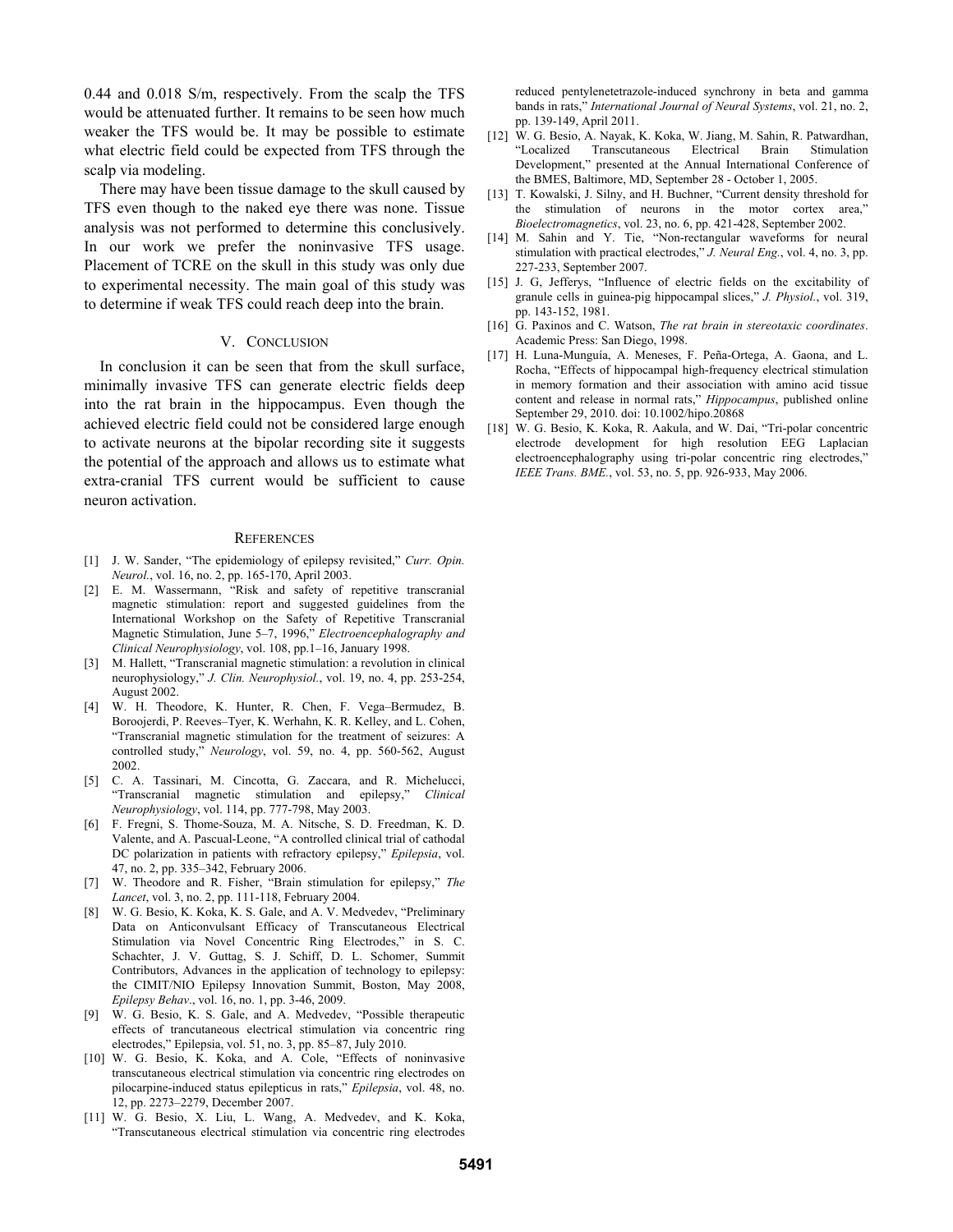0.44 and 0.018 S/m, respectively. From the scalp the TFS would be attenuated further. It remains to be seen how much weaker the TFS would be. It may be possible to estimate what electric field could be expected from TFS through the scalp via modeling.

There may have been tissue damage to the skull caused by TFS even though to the naked eye there was none. Tissue analysis was not performed to determine this conclusively. In our work we prefer the noninvasive TFS usage. Placement of TCRE on the skull in this study was only due to experimental necessity. The main goal of this study was to determine if weak TFS could reach deep into the brain.

## V. Conclusion

In conclusion it can be seen that from the skull surface, minimally invasive TFS can generate electric fields deep into the rat brain in the hippocampus. Even though the achieved electric field could not be considered large enough to activate neurons at the bipolar recording site it suggests the potential of the approach and allows us to estimate what extra-cranial TFS current would be sufficient to cause neuron activation.

## References

[1] J. W. Sander, "The epidemiology of epilepsy revisited," *Curr. Opin. Neurol.*, vol. 16, no. 2, pp. 165-170, April 2003.

[2] E. M. Wassermann, "Risk and safety of repetitive transcranial magnetic stimulation: report and suggested guidelines from the International Workshop on the Safety of Repetitive Transcranial Magnetic Stimulation, June 5–7, 1996," *Electroencephalography and Clinical Neurophysiology*, vol. 108, pp.1–16, January 1998.

[3] M. Hallett, "Transcranial magnetic stimulation: a revolution in clinical neurophysiology," *J. Clin. Neurophysiol.*, vol. 19, no. 4, pp. 253-254, August 2002.

[4] W. H. Theodore, K. Hunter, R. Chen, F. Vega–Bermudez, B. Boroojerdi, P. Reeves–Tyer, K. Werhahn, K. R. Kelley, and L. Cohen, "Transcranial magnetic stimulation for the treatment of seizures: A controlled study," *Neurology*, vol. 59, no. 4, pp. 560-562, August 2002.

[5] C. A. Tassinari, M. Cincotta, G. Zaccara, and R. Michelucci, "Transcranial magnetic stimulation and epilepsy," *Clinical Neurophysiology*, vol. 114, pp. 777-798, May 2003.

[6] F. Fregni, S. Thome-Souza, M. A. Nitsche, S. D. Freedman, K. D. Valente, and A. Pascual-Leone, "A controlled clinical trial of cathodal DC polarization in patients with refractory epilepsy," *Epilepsia*, vol. 47, no. 2, pp. 335–342, February 2006.

[7] W. Theodore and R. Fisher, "Brain stimulation for epilepsy," *The Lancet*, vol. 3, no. 2, pp. 111-118, February 2004.

[8] W. G. Besio, K. Koka, K. S. Gale, and A. V. Medvedev, "Preliminary Data on Anticonvulsant Efficacy of Transcutaneous Electrical Stimulation via Novel Concentric Ring Electrodes," in S. C. Schachter, J. V. Guttag, S. J. Schiff, D. L. Schomer, Summit Contributors, Advances in the application of technology to epilepsy: the CIMIT/NIO Epilepsy Innovation Summit, Boston, May 2008, *Epilepsy Behav*., vol. 16, no. 1, pp. 3-46, 2009.

[9] W. G. Besio, K. S. Gale, and A. Medvedev, "Possible therapeutic effects of trancutaneous electrical stimulation via concentric ring electrodes," Epilepsia, vol. 51, no. 3, pp. 85–87, July 2010.

[10] W. G. Besio, K. Koka, and A. Cole, "Effects of noninvasive transcutaneous electrical stimulation via concentric ring electrodes on pilocarpine-induced status epilepticus in rats," *Epilepsia*, vol. 48, no. 12, pp. 2273–2279, December 2007.

[11] W. G. Besio, X. Liu, L. Wang, A. Medvedev, and K. Koka, "Transcutaneous electrical stimulation via concentric ring electrodes reduced pentylenetetrazole-induced synchrony in beta and gamma bands in rats," *International Journal of Neural Systems*, vol. 21, no. 2, pp. 139-149, April 2011.

[12] W. G. Besio, A. Nayak, K. Koka, W. Jiang, M. Sahin, R. Patwardhan, "Localized Transcutaneous Electrical Brain Stimulation Development," presented at the Annual International Conference of the BMES, Baltimore, MD, September 28 - October 1, 2005.

[13] T. Kowalski, J. Silny, and H. Buchner, "Current density threshold for the stimulation of neurons in the motor cortex area," *Bioelectromagnetics*, vol. 23, no. 6, pp. 421-428, September 2002.

[14] M. Sahin and Y. Tie, "Non-rectangular waveforms for neural stimulation with practical electrodes," *J. Neural Eng.*, vol. 4, no. 3, pp. 227-233, September 2007.

[15] J. G, Jefferys, "Influence of electric fields on the excitability of granule cells in guinea-pig hippocampal slices," *J. Physiol.*, vol. 319, pp. 143-152, 1981.

[16] G. Paxinos and C. Watson, *The rat brain in stereotaxic coordinates*. Academic Press: San Diego, 1998.

[17] H. Luna-Munguía, A. Meneses, F. Peña-Ortega, A. Gaona, and L. Rocha, "Effects of hippocampal high-frequency electrical stimulation in memory formation and their association with amino acid tissue content and release in normal rats," *Hippocampus*, published online September 29, 2010. doi: 10.1002/hipo.20868

[18] W. G. Besio, K. Koka, R. Aakula, and W. Dai, "Tri-polar concentric electrode development for high resolution EEG Laplacian electroencephalography using tri-polar concentric ring electrodes," *IEEE Trans. BME.*, vol. 53, no. 5, pp. 926-933, May 2006.